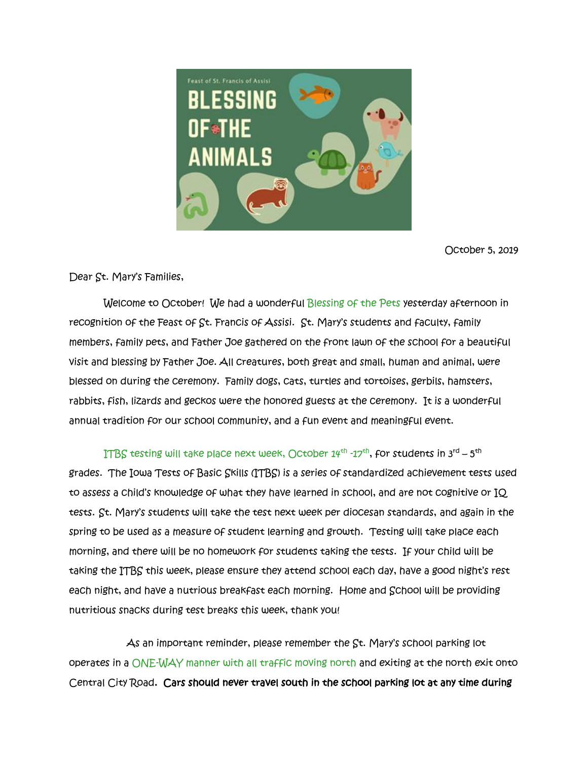October 5, 2019

Dear St. Mary's Families,

Welcome to October! We had a wonderful Blessing of the Pets yesterday afternoon in recognition of the Feast of St. Francis of Assisi. St. Mary's students and faculty, family members, family pets, and Father Joe gathered on the front lawn of the school for a beautiful visit and blessing by Father Joe. All creatures, both great and small, human and animal, were blessed on during the ceremony. Family dogs, cats, turtles and tortoises, gerbils, hamsters, rabbits, fish, lizards and geckos were the honored guests at the ceremony. It is a wonderful annual tradition for our school community, and a fun event and meaningful event.

ITBS testing will take place next week, October 14th -17th, for students in 3rd – 5th grades. The Iowa Tests of Basic Skills (ITBS) is a series of standardized achievement tests used to assess a child's knowledge of what they have learned in school, and are not cognitive or IQ tests. St. Mary's students will take the test next week per diocesan standards, and again in the spring to be used as a measure of student learning and growth. Testing will take place each morning, and there will be no homework for students taking the tests. If your child will be taking the ITBS this week, please ensure they attend school each day, have a good night's rest each night, and have a nutrious breakfast each morning. Home and School will be providing nutritious snacks during test breaks this week, thank you!

As an important reminder, please remember the St. Mary's school parking lot operates in a ONE-WAY manner with all traffic moving north and exiting at the north exit onto Central City Road. **Cars should never travel south in the school parking lot at any time during**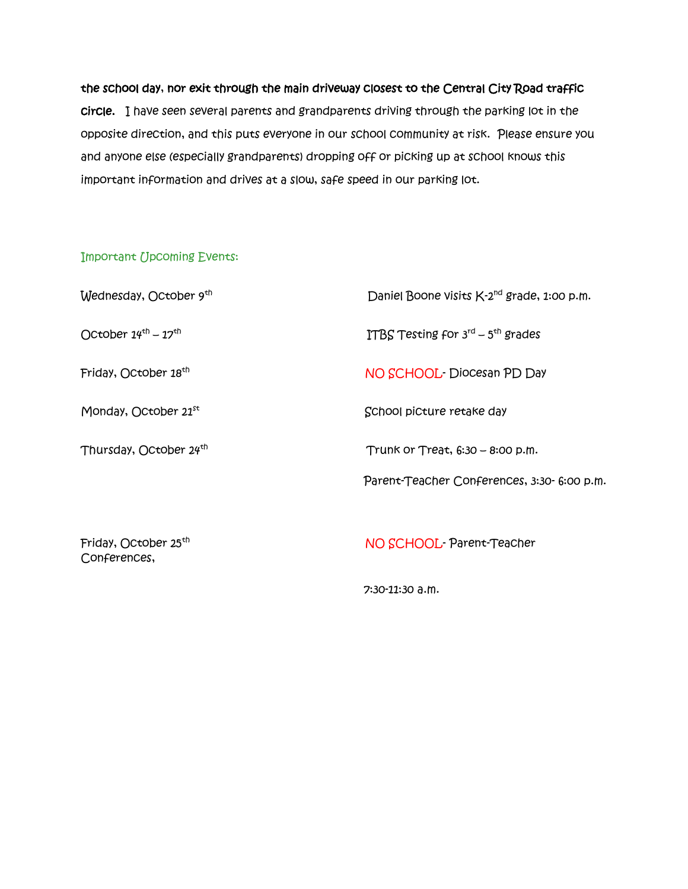**the school day, nor exit through the main driveway closest to the Central City Road traffic circle.** I have seen several parents and grandparents driving through the parking lot in the opposite direction, and this puts everyone in our school community at risk. Please ensure you and anyone else (especially grandparents) dropping off or picking up at school knows this important information and drives at a slow, safe speed in our parking lot.

Important Upcoming Events:

| | |
|---|---|
| Wednesday, October 9th | Daniel Boone visits K-2nd grade, 1:00 p.m. |
| October 14th – 17th | ITBS Testing for 3rd – 5th grades |
| Friday, October 18th | NO SCHOOL- Diocesan PD Day |
| Monday, October 21st | School picture retake day |
| Thursday, October 24th | Trunk or Treat, 6:30 – 8:00 p.m. |
| | Parent-Teacher Conferences, 3:30- 6:00 p.m. |
| Friday, October 25th | NO SCHOOL- Parent-Teacher Conferences, 7:30-11:30 a.m. |